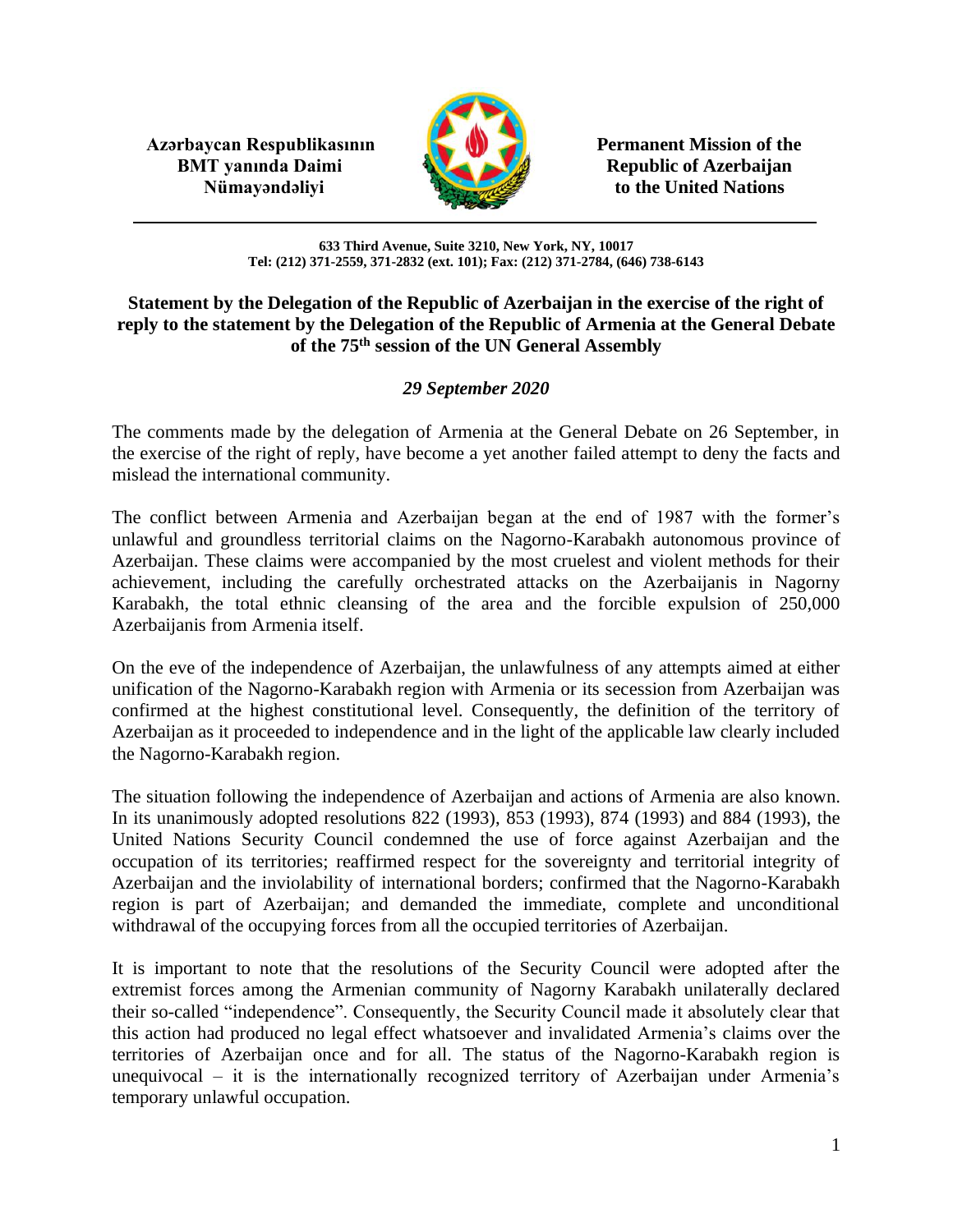**Azərbaycan Respublikasının BMT yanında Daimi Nümayəndəliyi**

**Permanent Mission of the Republic of Azerbaijan to the United Nations**

**633 Third Avenue, Suite 3210, New York, NY, 10017**
**Tel: (212) 371-2559, 371-2832 (ext. 101); Fax: (212) 371-2784, (646) 738-6143**

**Statement by the Delegation of the Republic of Azerbaijan in the exercise of the right of reply to the statement by the Delegation of the Republic of Armenia at the General Debate of the 75th session of the UN General Assembly**

***29 September 2020***

The comments made by the delegation of Armenia at the General Debate on 26 September, in the exercise of the right of reply, have become a yet another failed attempt to deny the facts and mislead the international community.

The conflict between Armenia and Azerbaijan began at the end of 1987 with the former's unlawful and groundless territorial claims on the Nagorno-Karabakh autonomous province of Azerbaijan. These claims were accompanied by the most cruelest and violent methods for their achievement, including the carefully orchestrated attacks on the Azerbaijanis in Nagorny Karabakh, the total ethnic cleansing of the area and the forcible expulsion of 250,000 Azerbaijanis from Armenia itself.

On the eve of the independence of Azerbaijan, the unlawfulness of any attempts aimed at either unification of the Nagorno-Karabakh region with Armenia or its secession from Azerbaijan was confirmed at the highest constitutional level. Consequently, the definition of the territory of Azerbaijan as it proceeded to independence and in the light of the applicable law clearly included the Nagorno-Karabakh region.

The situation following the independence of Azerbaijan and actions of Armenia are also known. In its unanimously adopted resolutions 822 (1993), 853 (1993), 874 (1993) and 884 (1993), the United Nations Security Council condemned the use of force against Azerbaijan and the occupation of its territories; reaffirmed respect for the sovereignty and territorial integrity of Azerbaijan and the inviolability of international borders; confirmed that the Nagorno-Karabakh region is part of Azerbaijan; and demanded the immediate, complete and unconditional withdrawal of the occupying forces from all the occupied territories of Azerbaijan.

It is important to note that the resolutions of the Security Council were adopted after the extremist forces among the Armenian community of Nagorny Karabakh unilaterally declared their so-called "independence". Consequently, the Security Council made it absolutely clear that this action had produced no legal effect whatsoever and invalidated Armenia's claims over the territories of Azerbaijan once and for all. The status of the Nagorno-Karabakh region is unequivocal – it is the internationally recognized territory of Azerbaijan under Armenia's temporary unlawful occupation.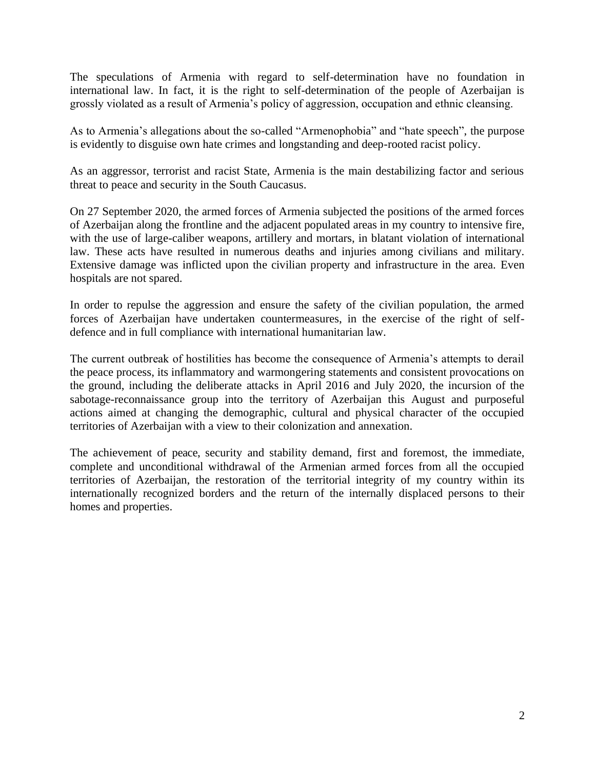The speculations of Armenia with regard to self-determination have no foundation in international law. In fact, it is the right to self-determination of the people of Azerbaijan is grossly violated as a result of Armenia's policy of aggression, occupation and ethnic cleansing.

As to Armenia's allegations about the so-called "Armenophobia" and "hate speech", the purpose is evidently to disguise own hate crimes and longstanding and deep-rooted racist policy.

As an aggressor, terrorist and racist State, Armenia is the main destabilizing factor and serious threat to peace and security in the South Caucasus.

On 27 September 2020, the armed forces of Armenia subjected the positions of the armed forces of Azerbaijan along the frontline and the adjacent populated areas in my country to intensive fire, with the use of large-caliber weapons, artillery and mortars, in blatant violation of international law. These acts have resulted in numerous deaths and injuries among civilians and military. Extensive damage was inflicted upon the civilian property and infrastructure in the area. Even hospitals are not spared.

In order to repulse the aggression and ensure the safety of the civilian population, the armed forces of Azerbaijan have undertaken countermeasures, in the exercise of the right of self-defence and in full compliance with international humanitarian law.

The current outbreak of hostilities has become the consequence of Armenia's attempts to derail the peace process, its inflammatory and warmongering statements and consistent provocations on the ground, including the deliberate attacks in April 2016 and July 2020, the incursion of the sabotage-reconnaissance group into the territory of Azerbaijan this August and purposeful actions aimed at changing the demographic, cultural and physical character of the occupied territories of Azerbaijan with a view to their colonization and annexation.

The achievement of peace, security and stability demand, first and foremost, the immediate, complete and unconditional withdrawal of the Armenian armed forces from all the occupied territories of Azerbaijan, the restoration of the territorial integrity of my country within its internationally recognized borders and the return of the internally displaced persons to their homes and properties.